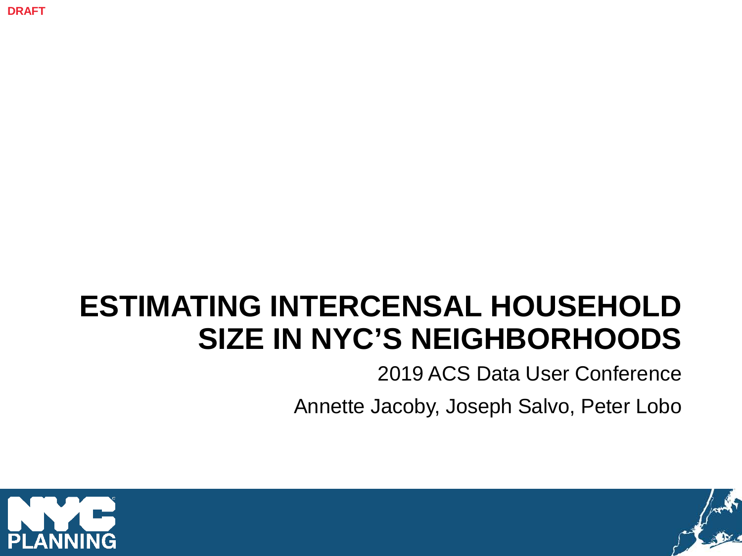DRAFT

# ESTIMATING INTERCENSAL HOUSEHOLD SIZE IN NYC'S NEIGHBORHOODS

2019 ACS Data User Conference

Annette Jacoby, Joseph Salvo, Peter Lobo

NYC PLANNING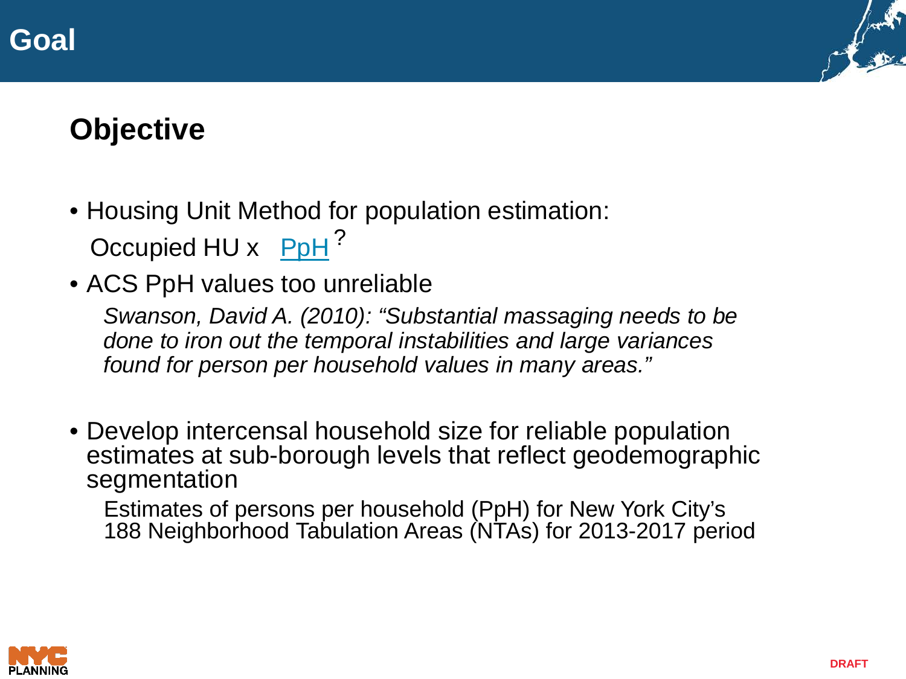# Goal

## Objective

- Housing Unit Method for population estimation:

  Occupied HU x PpH ?

- ACS PpH values too unreliable

  *Swanson, David A. (2010): "Substantial massaging needs to be done to iron out the temporal instabilities and large variances found for person per household values in many areas."*

- Develop intercensal household size for reliable population estimates at sub-borough levels that reflect geodemographic segmentation

  Estimates of persons per household (PpH) for New York City's 188 Neighborhood Tabulation Areas (NTAs) for 2013-2017 period

DRAFT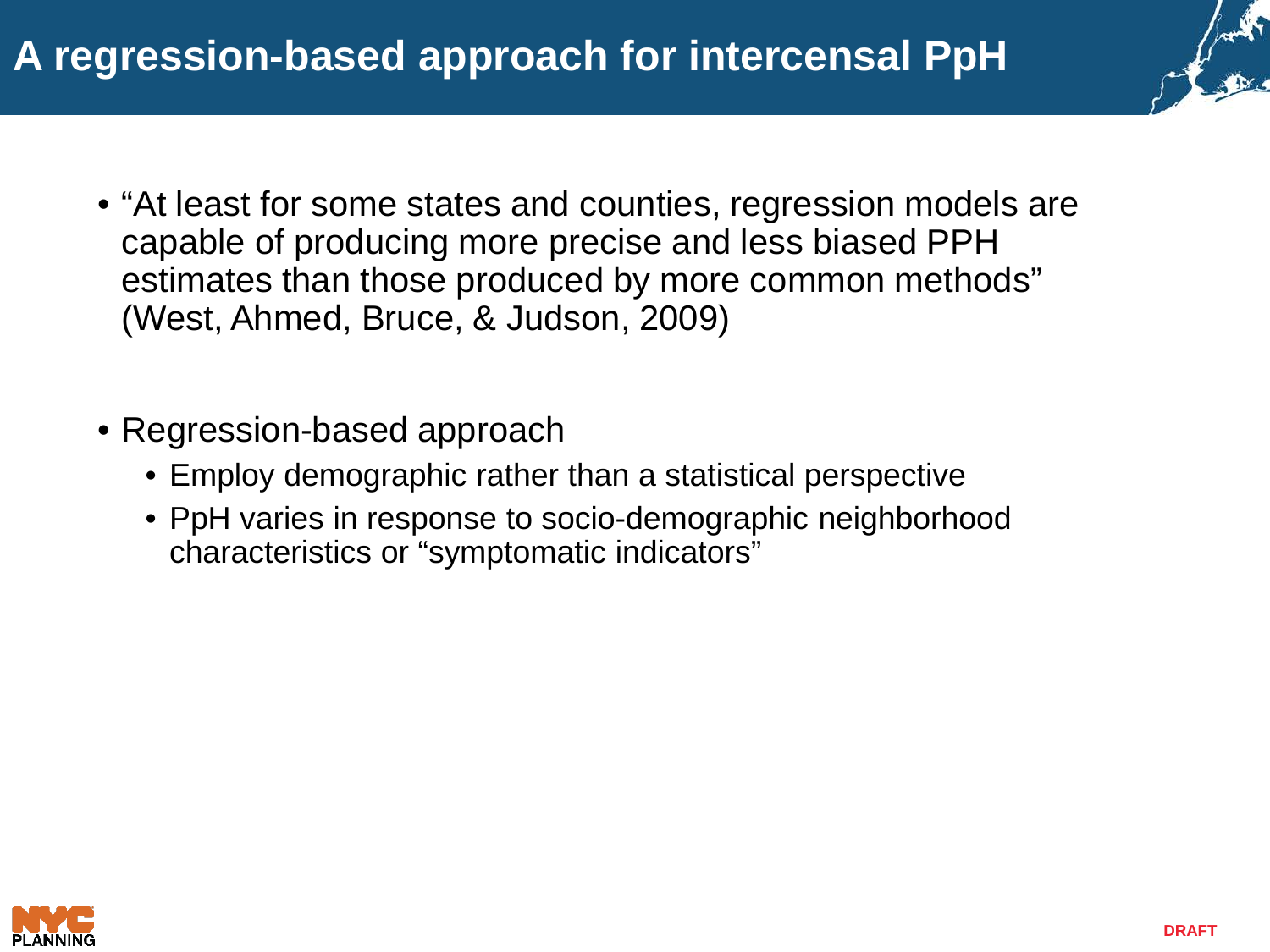# A regression-based approach for intercensal PpH

- "At least for some states and counties, regression models are capable of producing more precise and less biased PPH estimates than those produced by more common methods" (West, Ahmed, Bruce, & Judson, 2009)

- Regression-based approach
  - Employ demographic rather than a statistical perspective
  - PpH varies in response to socio-demographic neighborhood characteristics or "symptomatic indicators"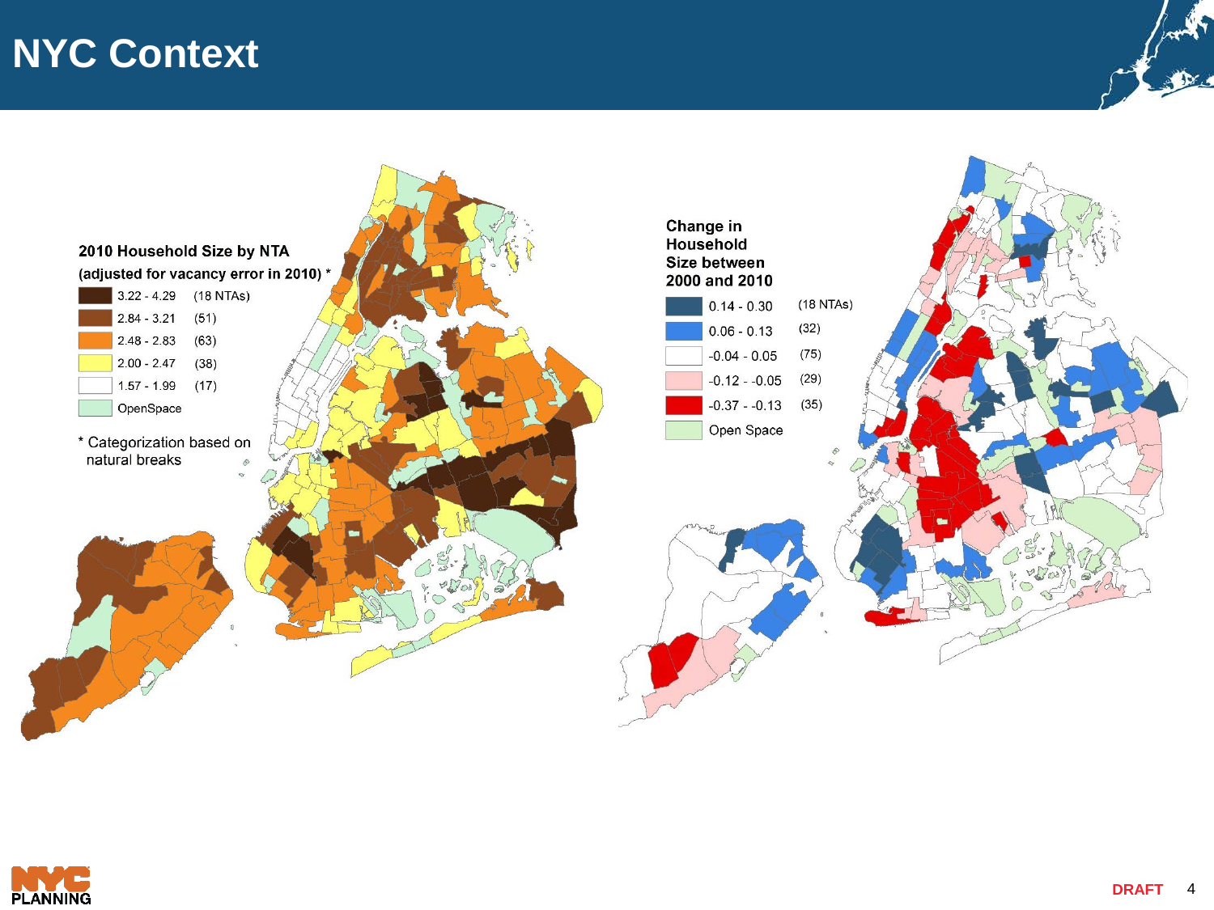# NYC Context

**2010 Household Size by NTA**

**(adjusted for vacancy error in 2010) \***

| Range | Count |
|---|---|
| 3.22 - 4.29 | (18 NTAs) |
| 2.84 - 3.21 | (51) |
| 2.48 - 2.83 | (63) |
| 2.00 - 2.47 | (38) |
| 1.57 - 1.99 | (17) |
| OpenSpace | |

\* Categorization based on natural breaks

**Change in Household Size between 2000 and 2010**

| Range | Count |
|---|---|
| 0.14 - 0.30 | (18 NTAs) |
| 0.06 - 0.13 | (32) |
| -0.04 - 0.05 | (75) |
| -0.12 - -0.05 | (29) |
| -0.37 - -0.13 | (35) |
| Open Space | |

DRAFT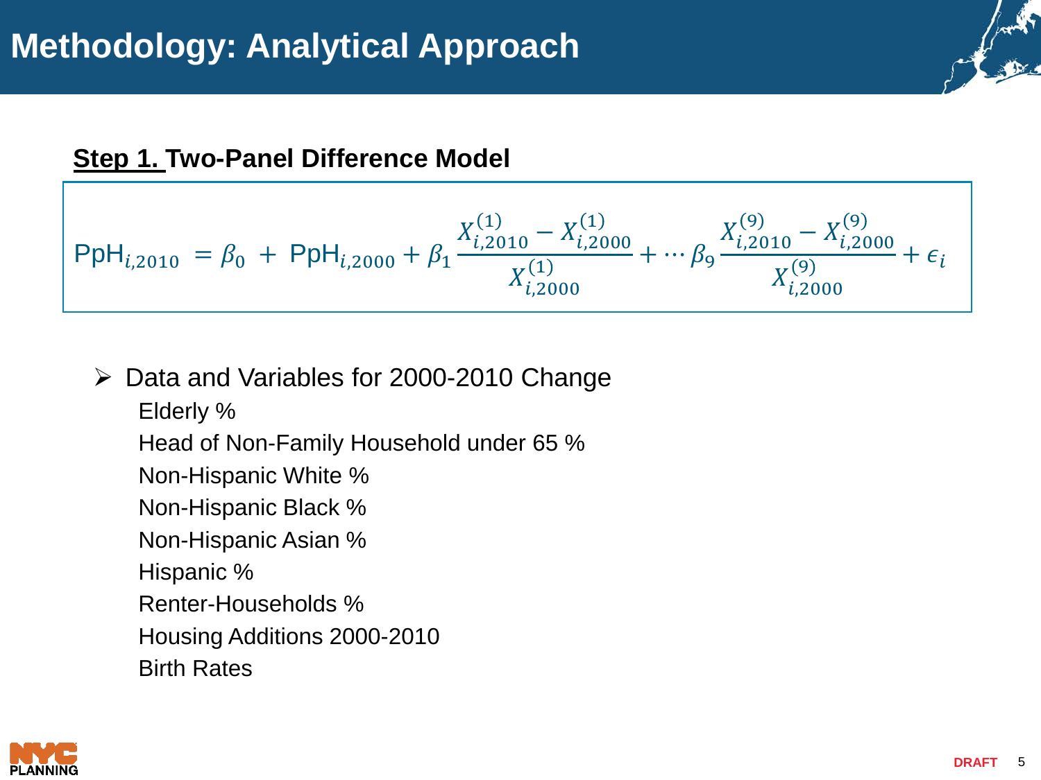# Methodology: Analytical Approach

**Step 1. Two-Panel Difference Model**

$$\text{PpH}_{i,2010} = \beta_0 + \text{PpH}_{i,2000} + \beta_1 \frac{X_{i,2010}^{(1)} - X_{i,2000}^{(1)}}{X_{i,2000}^{(1)}} + \cdots \beta_9 \frac{X_{i,2010}^{(9)} - X_{i,2000}^{(9)}}{X_{i,2000}^{(9)}} + \epsilon_i$$

- Data and Variables for 2000-2010 Change
  - Elderly %
  - Head of Non-Family Household under 65 %
  - Non-Hispanic White %
  - Non-Hispanic Black %
  - Non-Hispanic Asian %
  - Hispanic %
  - Renter-Households %
  - Housing Additions 2000-2010
  - Birth Rates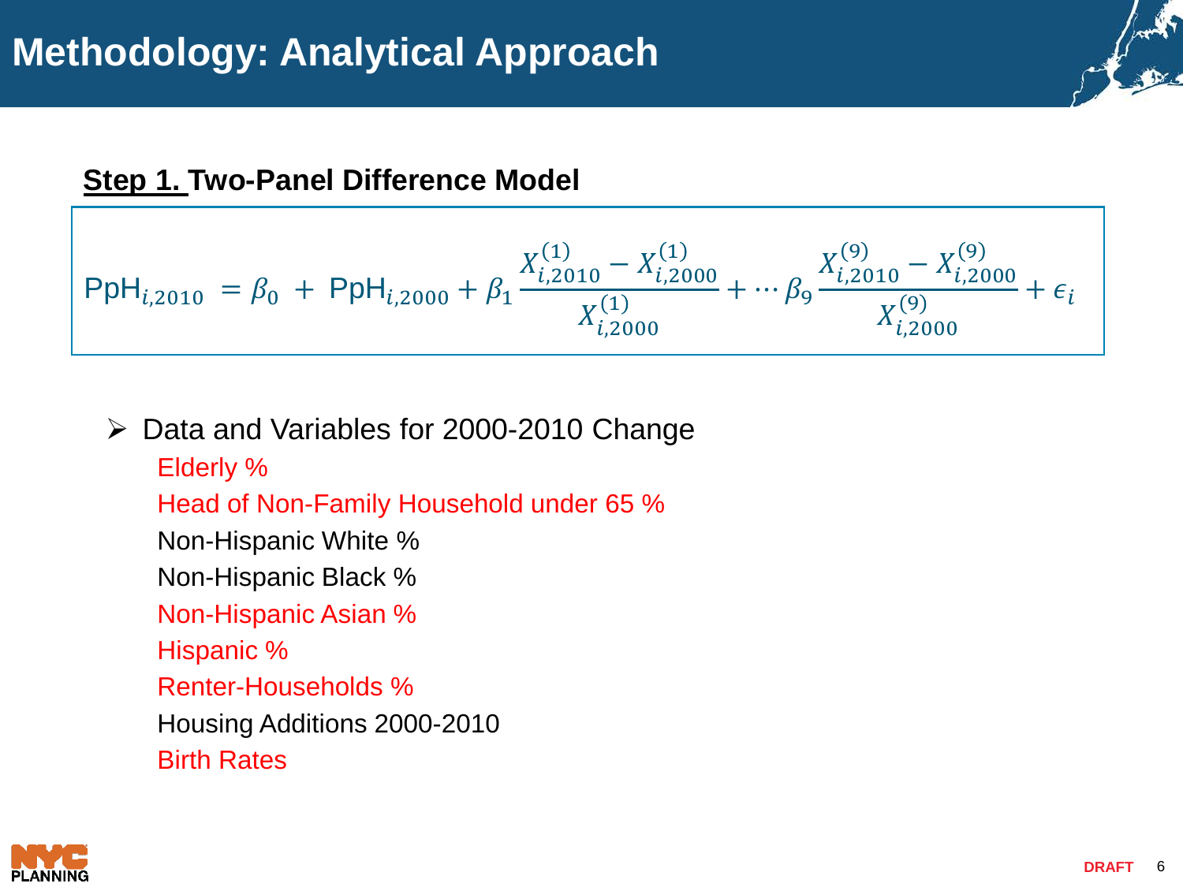# Methodology: Analytical Approach

**Step 1. Two-Panel Difference Model**

$$\text{PpH}_{i,2010} = \beta_0 + \text{PpH}_{i,2000} + \beta_1 \frac{X_{i,2010}^{(1)} - X_{i,2000}^{(1)}}{X_{i,2000}^{(1)}} + \cdots \beta_9 \frac{X_{i,2010}^{(9)} - X_{i,2000}^{(9)}}{X_{i,2000}^{(9)}} + \epsilon_i$$

- Data and Variables for 2000-2010 Change
  - Elderly %
  - Head of Non-Family Household under 65 %
  - Non-Hispanic White %
  - Non-Hispanic Black %
  - Non-Hispanic Asian %
  - Hispanic %
  - Renter-Households %
  - Housing Additions 2000-2010
  - Birth Rates

NYC PLANNING

DRAFT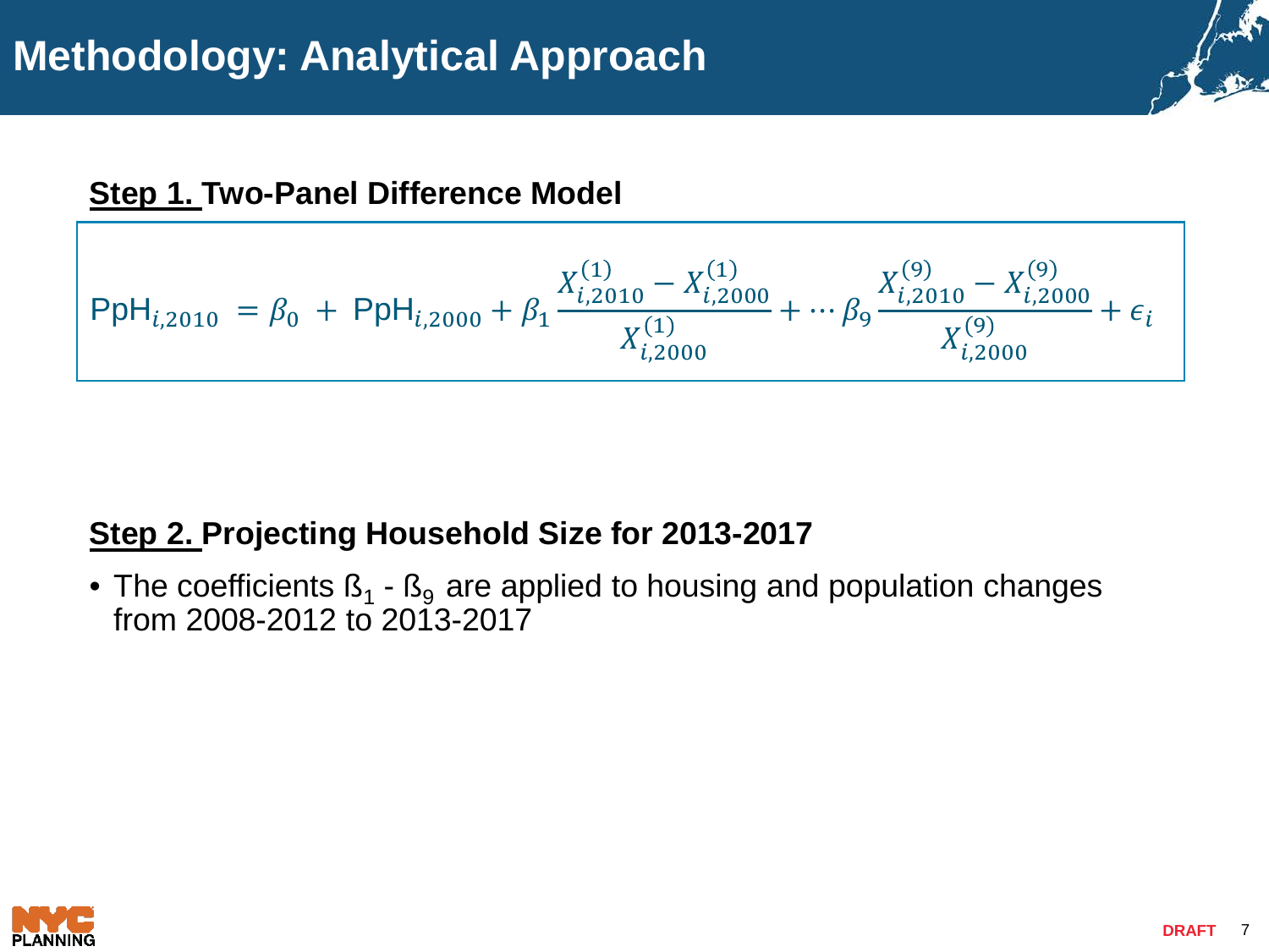# Methodology: Analytical Approach

**Step 1. Two-Panel Difference Model**

$$\text{PpH}_{i,2010} = \beta_0 + \text{PpH}_{i,2000} + \beta_1 \frac{X_{i,2010}^{(1)} - X_{i,2000}^{(1)}}{X_{i,2000}^{(1)}} + \cdots \beta_9 \frac{X_{i,2010}^{(9)} - X_{i,2000}^{(9)}}{X_{i,2000}^{(9)}} + \epsilon_i$$

**Step 2. Projecting Household Size for 2013-2017**

- The coefficients $ß_1$ - $ß_9$ are applied to housing and population changes from 2008-2012 to 2013-2017

DRAFT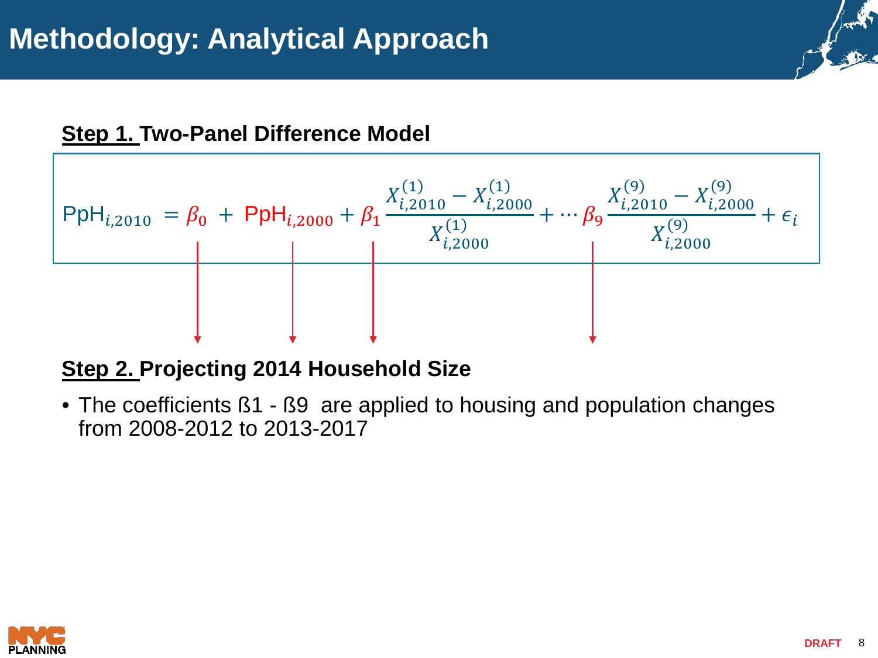# Methodology: Analytical Approach

**Step 1. Two-Panel Difference Model**

$$\text{PpH}_{i,2010} = \beta_0 + \text{PpH}_{i,2000} + \beta_1 \frac{X_{i,2010}^{(1)} - X_{i,2000}^{(1)}}{X_{i,2000}^{(1)}} + \cdots \beta_9 \frac{X_{i,2010}^{(9)} - X_{i,2000}^{(9)}}{X_{i,2000}^{(9)}} + \epsilon_i$$

**Step 2. Projecting 2014 Household Size**

- The coefficients ß1 - ß9 are applied to housing and population changes from 2008-2012 to 2013-2017

DRAFT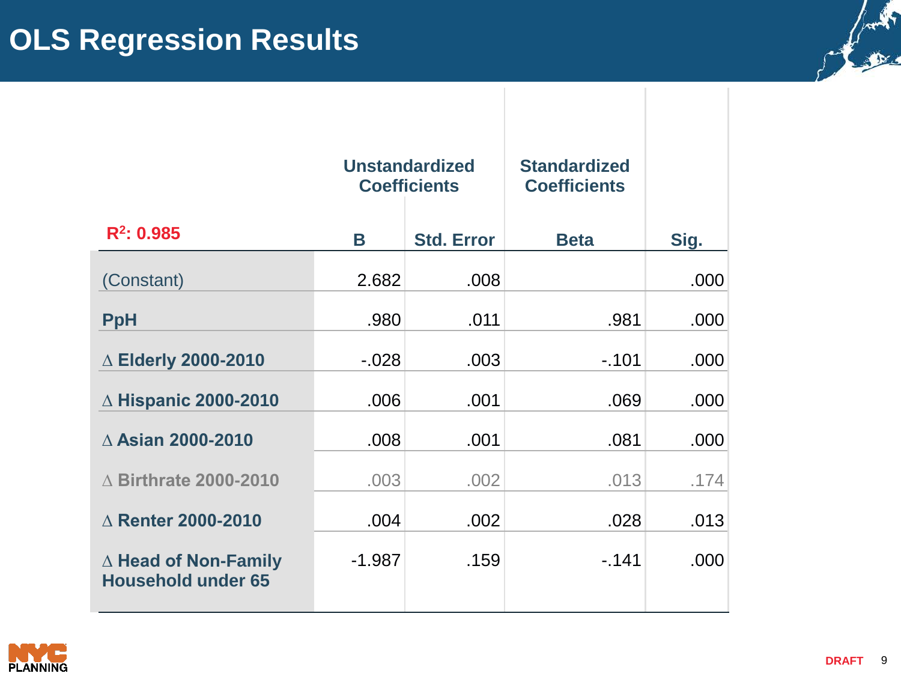# OLS Regression Results

| $R^2$: 0.985 | Unstandardized Coefficients | | Standardized Coefficients | |
|---|---|---|---|---|
| | B | Std. Error | Beta | Sig. |
| (Constant) | 2.682 | .008 | | .000 |
| **PpH** | .980 | .011 | .981 | .000 |
| **∆ Elderly 2000-2010** | -.028 | .003 | -.101 | .000 |
| **∆ Hispanic 2000-2010** | .006 | .001 | .069 | .000 |
| **∆ Asian 2000-2010** | .008 | .001 | .081 | .000 |
| **∆ Birthrate 2000-2010** | .003 | .002 | .013 | .174 |
| **∆ Renter 2000-2010** | .004 | .002 | .028 | .013 |
| **∆ Head of Non-Family Household under 65** | -1.987 | .159 | -.141 | .000 |

DRAFT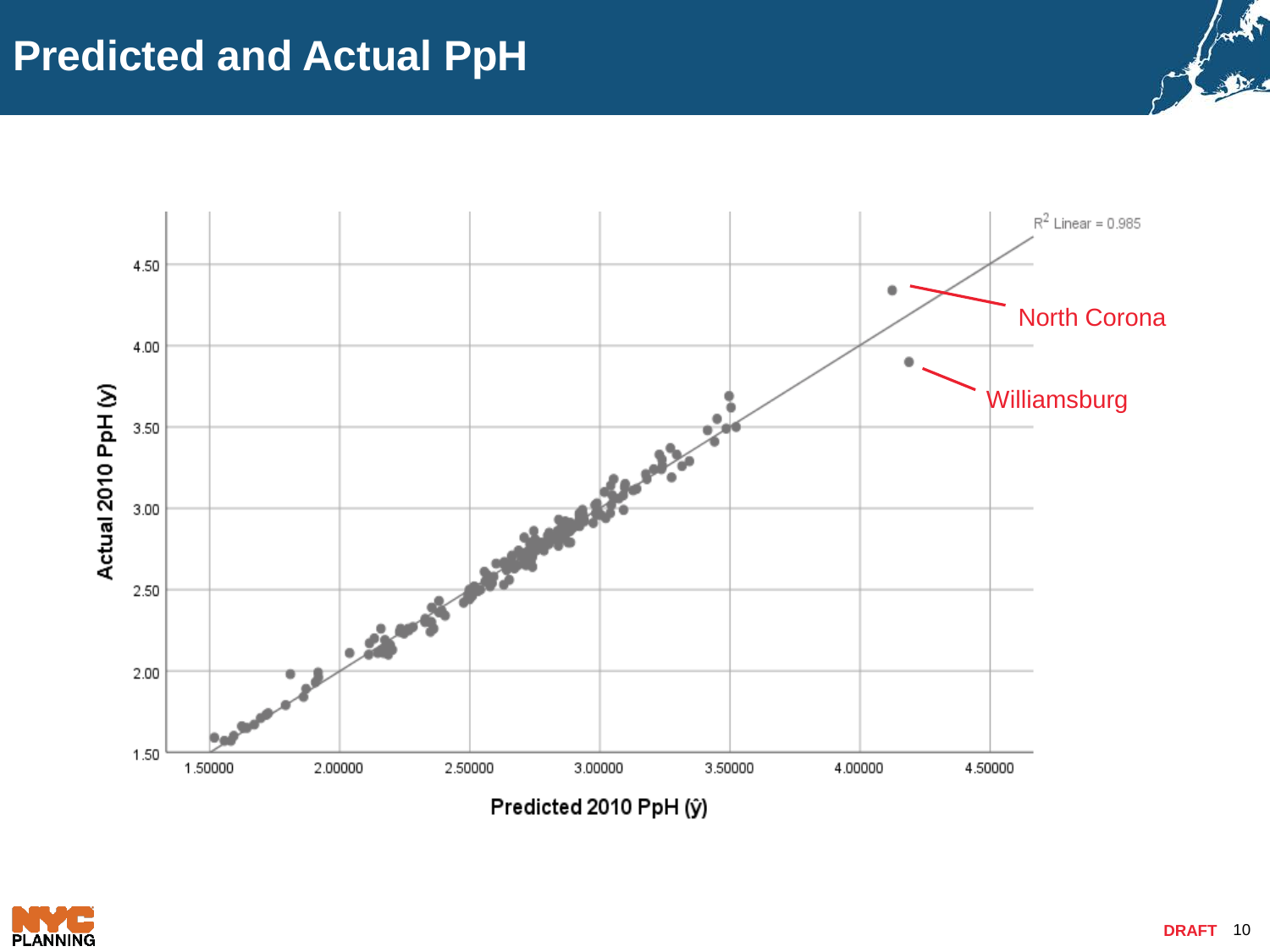# Predicted and Actual PpH

$R^2$ Linear = 0.985

Actual 2010 PpH (y)

Predicted 2010 PpH (ŷ)

North Corona

Williamsburg

DRAFT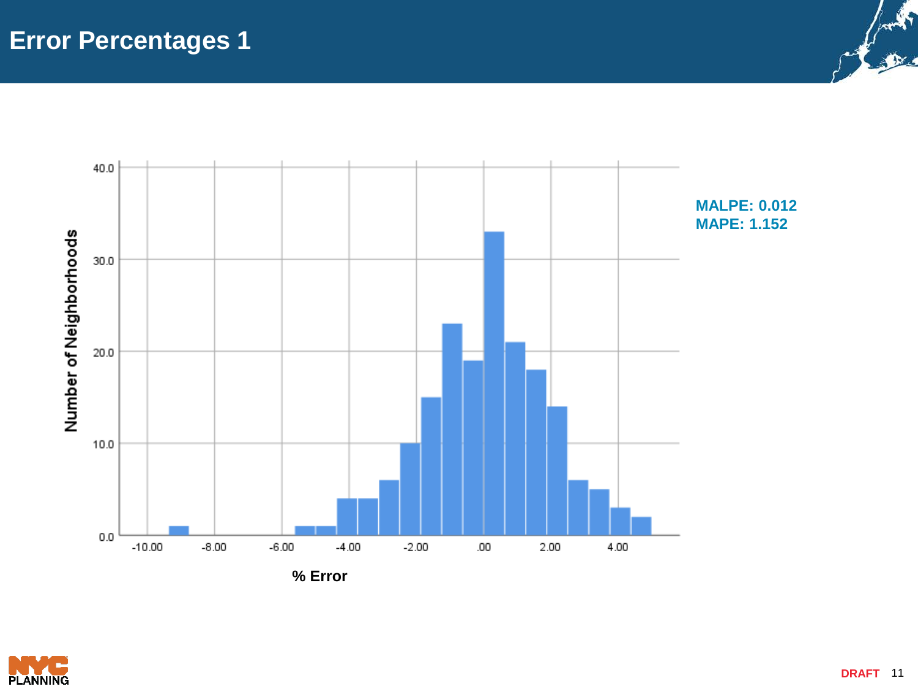# Error Percentages 1

MALPE: 0.012
MAPE: 1.152

DRAFT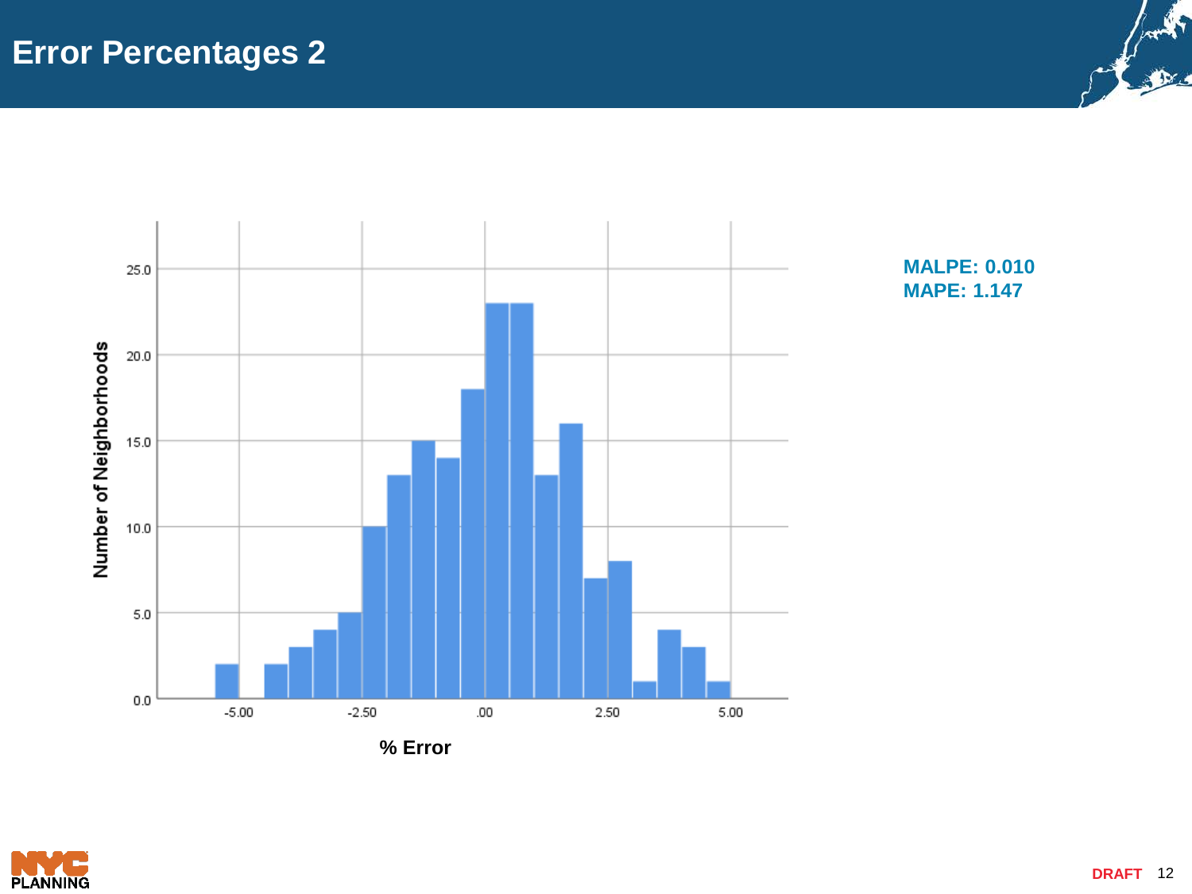# Error Percentages 2

Number of Neighborhoods

% Error

**MALPE: 0.010**
**MAPE: 1.147**

DRAFT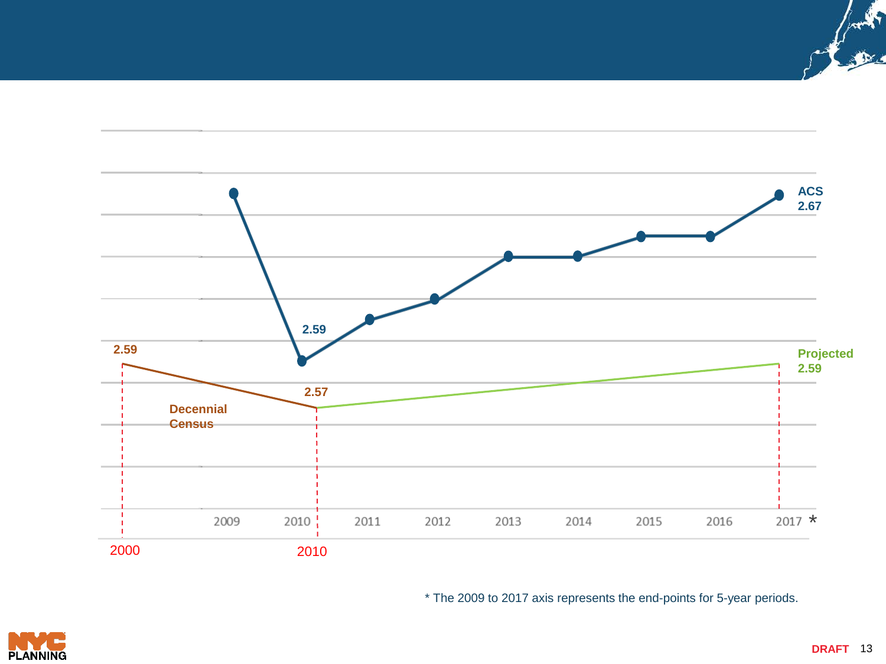ACS
2.67

2.59

2.59

Projected
2.59

2.57

Decennial
Census

2009 2010 2011 2012 2013 2014 2015 2016 2017 *

2000 2010

* The 2009 to 2017 axis represents the end-points for 5-year periods.

DRAFT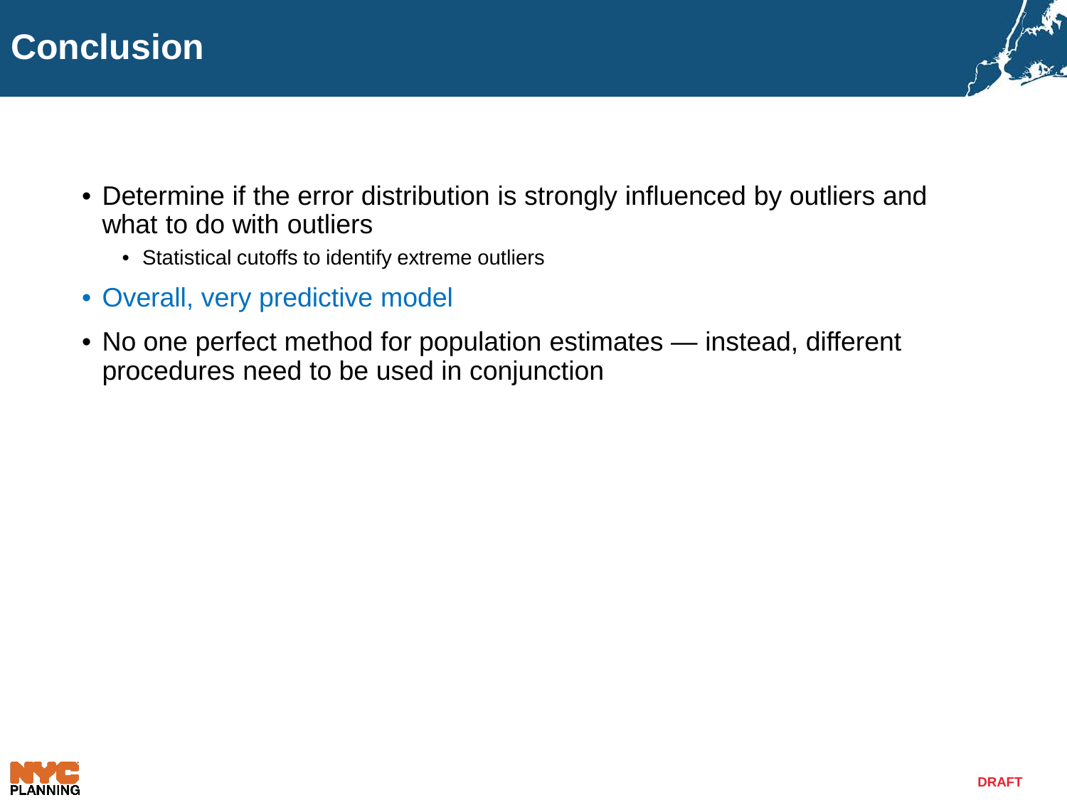# Conclusion

- Determine if the error distribution is strongly influenced by outliers and what to do with outliers
  - Statistical cutoffs to identify extreme outliers
- Overall, very predictive model
- No one perfect method for population estimates — instead, different procedures need to be used in conjunction

DRAFT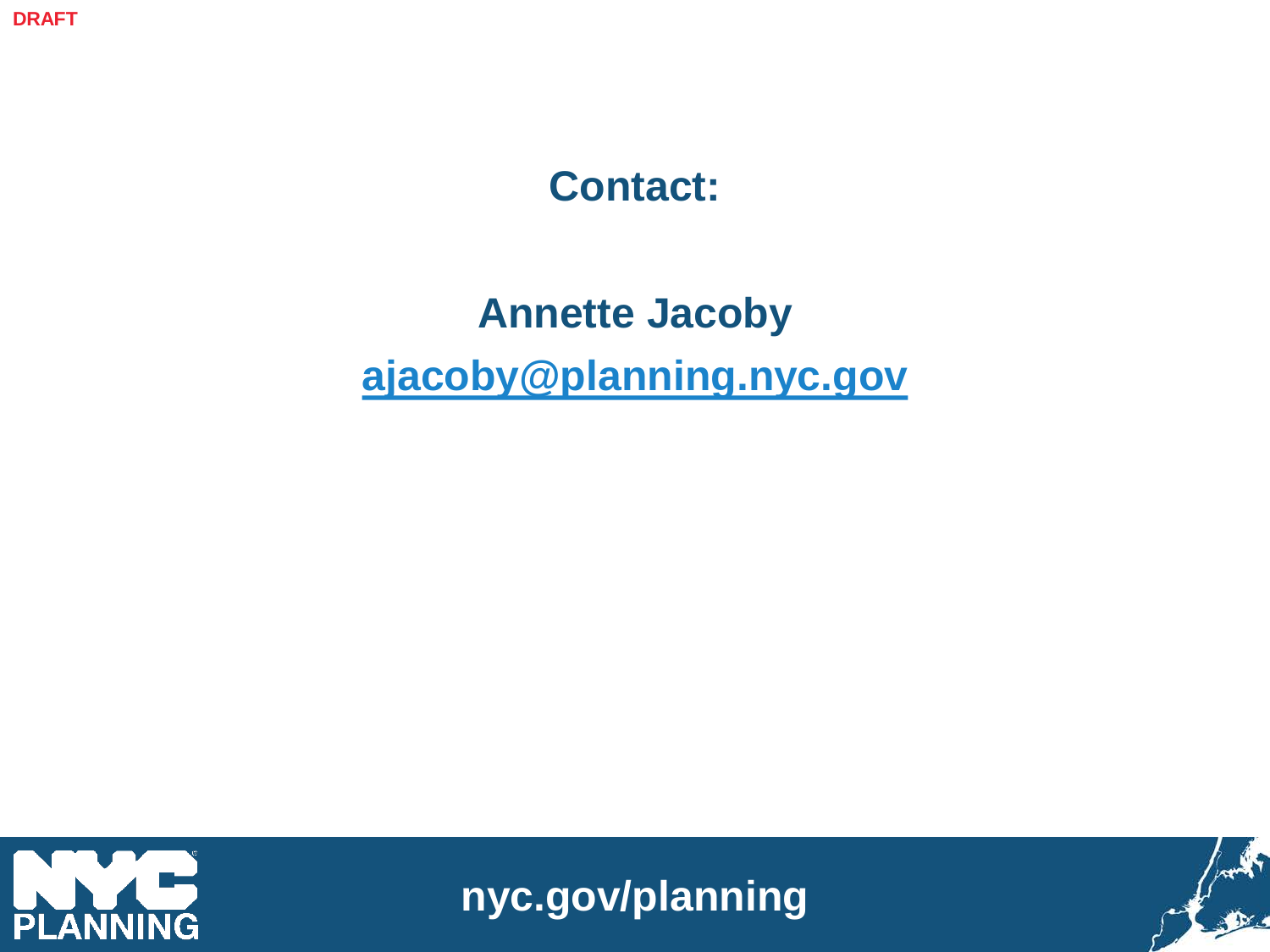DRAFT

# Contact:

**Annette Jacoby**

**ajacoby@planning.nyc.gov**

**nyc.gov/planning**